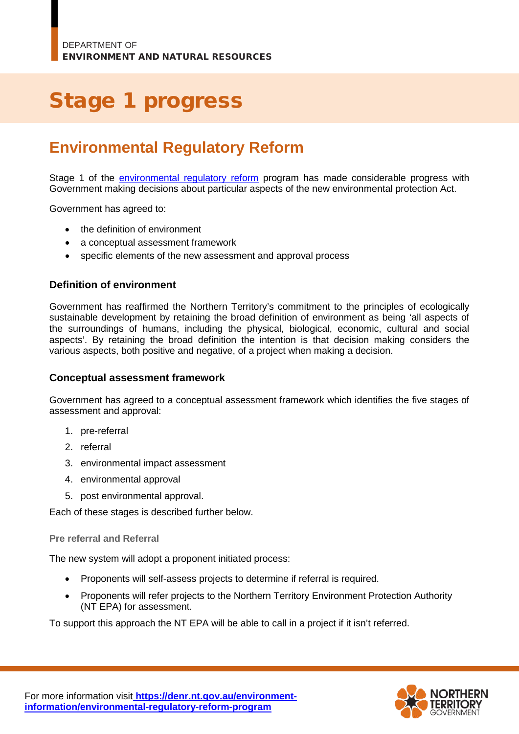DEPARTMENT OF
**ENVIRONMENT AND NATURAL RESOURCES**

# Stage 1 progress

## Environmental Regulatory Reform

Stage 1 of the environmental regulatory reform program has made considerable progress with Government making decisions about particular aspects of the new environmental protection Act.

Government has agreed to:

- the definition of environment
- a conceptual assessment framework
- specific elements of the new assessment and approval process

### Definition of environment

Government has reaffirmed the Northern Territory's commitment to the principles of ecologically sustainable development by retaining the broad definition of environment as being 'all aspects of the surroundings of humans, including the physical, biological, economic, cultural and social aspects'. By retaining the broad definition the intention is that decision making considers the various aspects, both positive and negative, of a project when making a decision.

### Conceptual assessment framework

Government has agreed to a conceptual assessment framework which identifies the five stages of assessment and approval:

1. pre-referral
2. referral
3. environmental impact assessment
4. environmental approval
5. post environmental approval.

Each of these stages is described further below.

#### Pre referral and Referral

The new system will adopt a proponent initiated process:

- Proponents will self-assess projects to determine if referral is required.
- Proponents will refer projects to the Northern Territory Environment Protection Authority (NT EPA) for assessment.

To support this approach the NT EPA will be able to call in a project if it isn't referred.

For more information visit **https://denr.nt.gov.au/environment-information/environmental-regulatory-reform-program**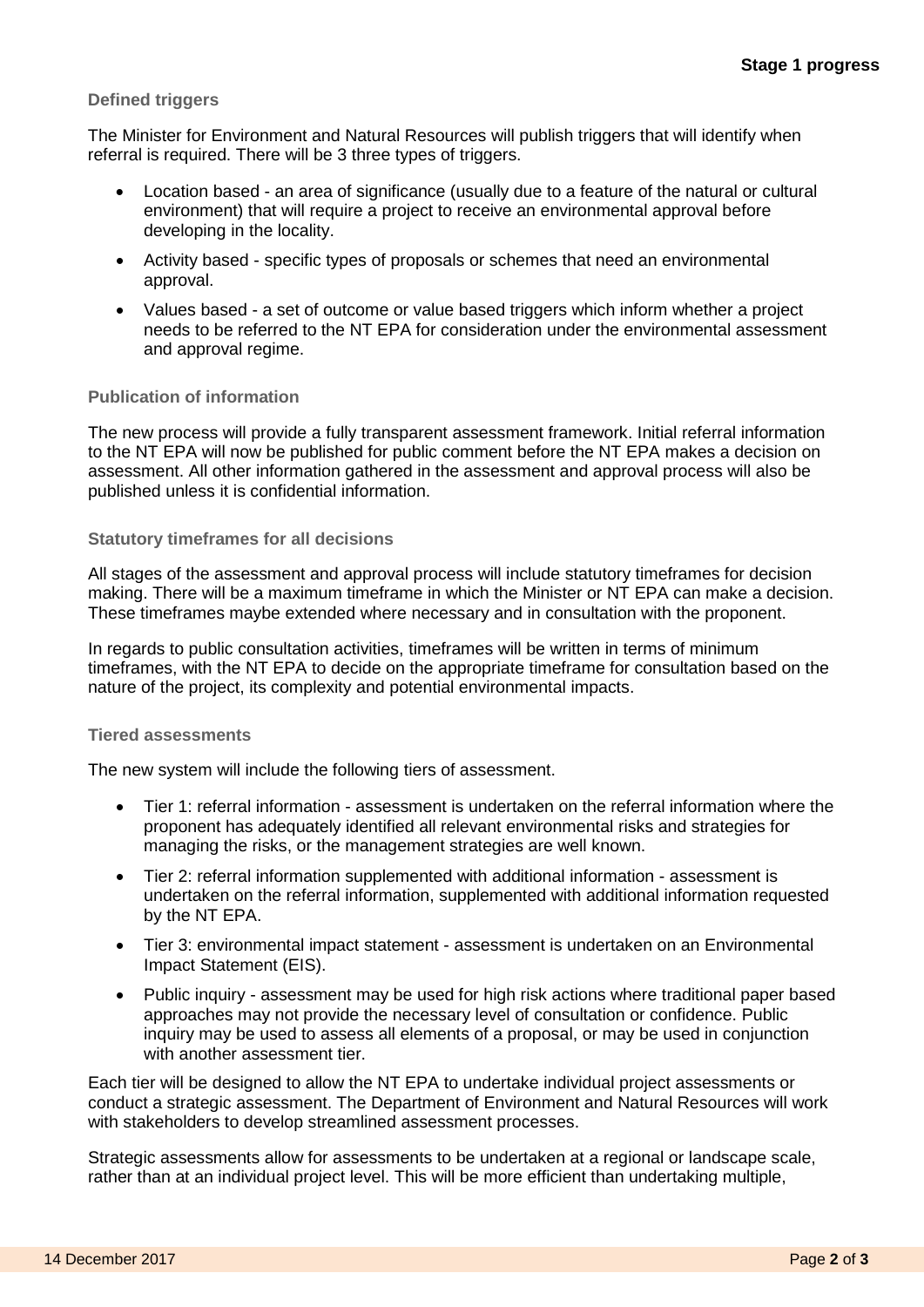### Defined triggers

The Minister for Environment and Natural Resources will publish triggers that will identify when referral is required. There will be 3 three types of triggers.

- Location based - an area of significance (usually due to a feature of the natural or cultural environment) that will require a project to receive an environmental approval before developing in the locality.
- Activity based - specific types of proposals or schemes that need an environmental approval.
- Values based - a set of outcome or value based triggers which inform whether a project needs to be referred to the NT EPA for consideration under the environmental assessment and approval regime.

### Publication of information

The new process will provide a fully transparent assessment framework. Initial referral information to the NT EPA will now be published for public comment before the NT EPA makes a decision on assessment. All other information gathered in the assessment and approval process will also be published unless it is confidential information.

### Statutory timeframes for all decisions

All stages of the assessment and approval process will include statutory timeframes for decision making. There will be a maximum timeframe in which the Minister or NT EPA can make a decision. These timeframes maybe extended where necessary and in consultation with the proponent.

In regards to public consultation activities, timeframes will be written in terms of minimum timeframes, with the NT EPA to decide on the appropriate timeframe for consultation based on the nature of the project, its complexity and potential environmental impacts.

### Tiered assessments

The new system will include the following tiers of assessment.

- Tier 1: referral information - assessment is undertaken on the referral information where the proponent has adequately identified all relevant environmental risks and strategies for managing the risks, or the management strategies are well known.
- Tier 2: referral information supplemented with additional information - assessment is undertaken on the referral information, supplemented with additional information requested by the NT EPA.
- Tier 3: environmental impact statement - assessment is undertaken on an Environmental Impact Statement (EIS).
- Public inquiry - assessment may be used for high risk actions where traditional paper based approaches may not provide the necessary level of consultation or confidence. Public inquiry may be used to assess all elements of a proposal, or may be used in conjunction with another assessment tier.

Each tier will be designed to allow the NT EPA to undertake individual project assessments or conduct a strategic assessment. The Department of Environment and Natural Resources will work with stakeholders to develop streamlined assessment processes.

Strategic assessments allow for assessments to be undertaken at a regional or landscape scale, rather than at an individual project level. This will be more efficient than undertaking multiple,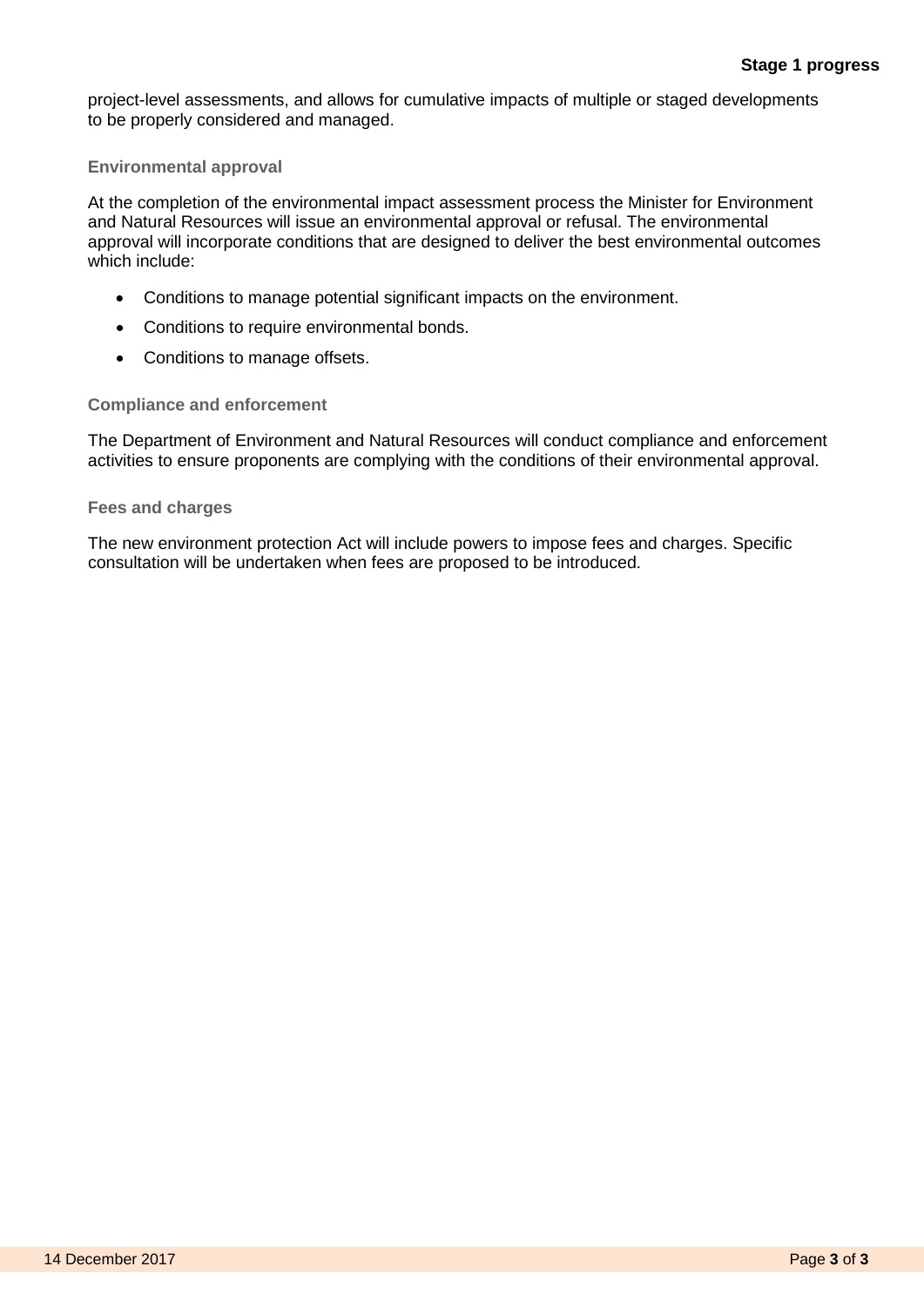project-level assessments, and allows for cumulative impacts of multiple or staged developments to be properly considered and managed.

### Environmental approval

At the completion of the environmental impact assessment process the Minister for Environment and Natural Resources will issue an environmental approval or refusal. The environmental approval will incorporate conditions that are designed to deliver the best environmental outcomes which include:

- Conditions to manage potential significant impacts on the environment.
- Conditions to require environmental bonds.
- Conditions to manage offsets.

### Compliance and enforcement

The Department of Environment and Natural Resources will conduct compliance and enforcement activities to ensure proponents are complying with the conditions of their environmental approval.

### Fees and charges

The new environment protection Act will include powers to impose fees and charges. Specific consultation will be undertaken when fees are proposed to be introduced.